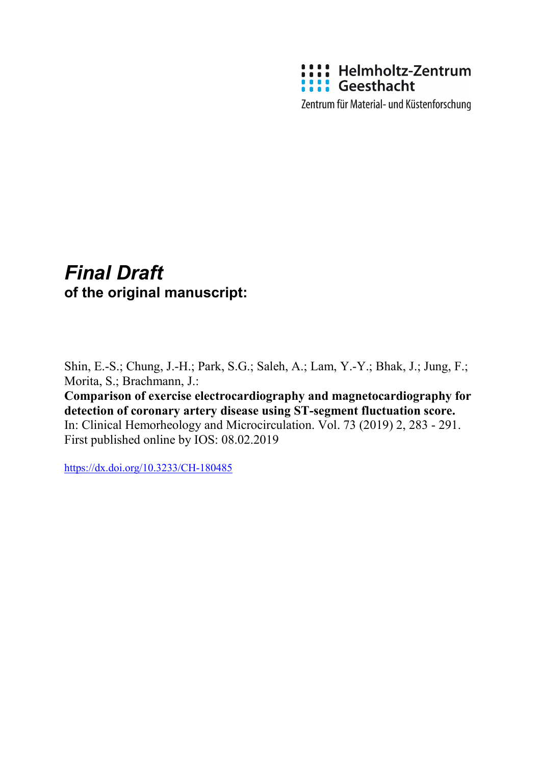Helmholtz-Zentrum Geesthacht

Zentrum für Material- und Küstenforschung

# *Final Draft*
**of the original manuscript:**

Shin, E.-S.; Chung, J.-H.; Park, S.G.; Saleh, A.; Lam, Y.-Y.; Bhak, J.; Jung, F.; Morita, S.; Brachmann, J.:
**Comparison of exercise electrocardiography and magnetocardiography for detection of coronary artery disease using ST-segment fluctuation score.**
In: Clinical Hemorheology and Microcirculation. Vol. 73 (2019) 2, 283 - 291.
First published online by IOS: 08.02.2019

https://dx.doi.org/10.3233/CH-180485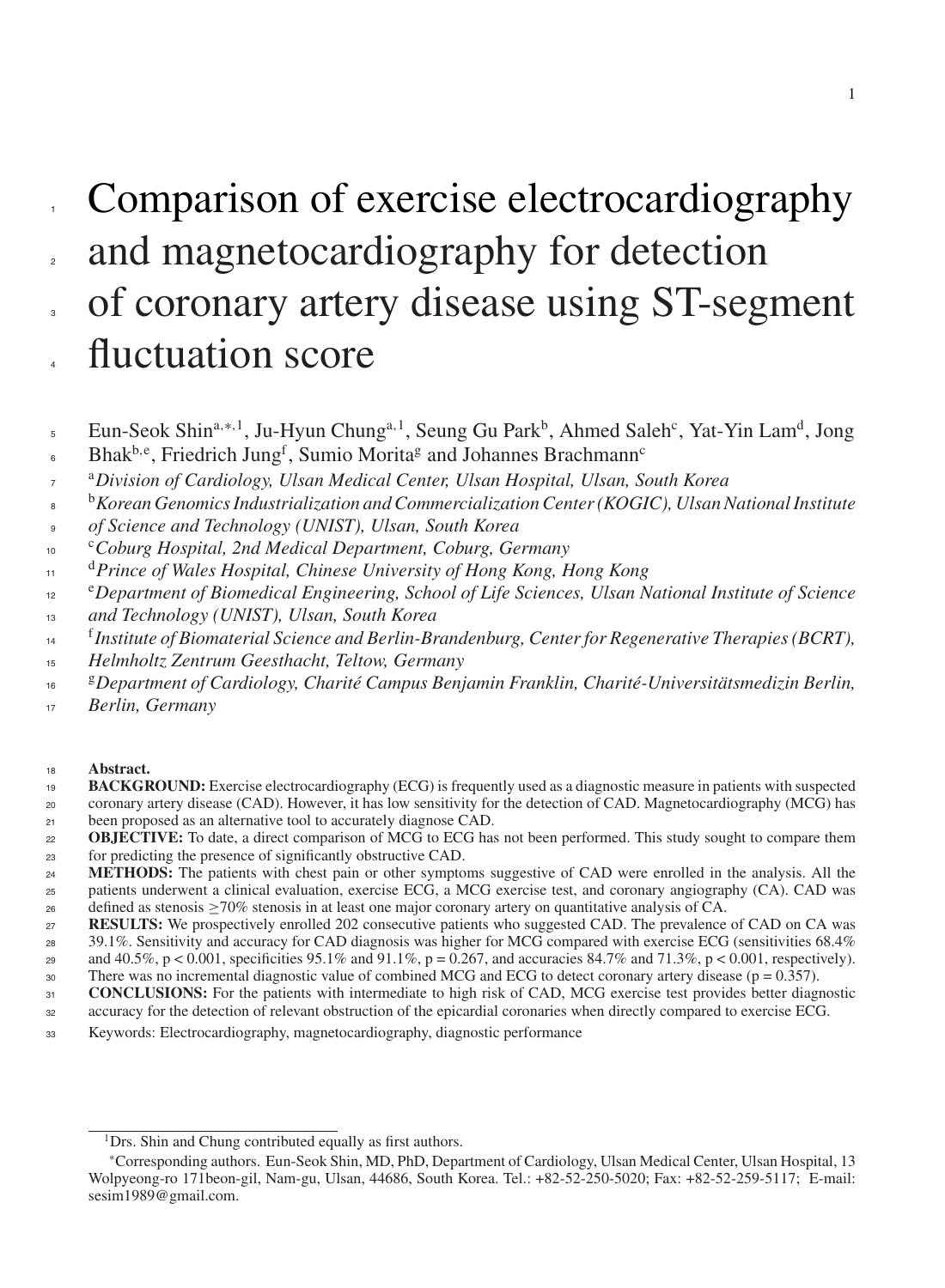# Comparison of exercise electrocardiography and magnetocardiography for detection of coronary artery disease using ST-segment fluctuation score

Eun-Seok Shin[a,*,1], Ju-Hyun Chung[a,1], Seung Gu Park[b], Ahmed Saleh[c], Yat-Yin Lam[d], Jong Bhak[b,e], Friedrich Jung[f], Sumio Morita[g] and Johannes Brachmann[c]

[a]*Division of Cardiology, Ulsan Medical Center, Ulsan Hospital, Ulsan, South Korea*

[b]*Korean Genomics Industrialization and Commercialization Center (KOGIC), Ulsan National Institute of Science and Technology (UNIST), Ulsan, South Korea*

[c]*Coburg Hospital, 2nd Medical Department, Coburg, Germany*

[d]*Prince of Wales Hospital, Chinese University of Hong Kong, Hong Kong*

[e]*Department of Biomedical Engineering, School of Life Sciences, Ulsan National Institute of Science and Technology (UNIST), Ulsan, South Korea*

[f]*Institute of Biomaterial Science and Berlin-Brandenburg, Center for Regenerative Therapies (BCRT), Helmholtz Zentrum Geesthacht, Teltow, Germany*

[g]*Department of Cardiology, Charité Campus Benjamin Franklin, Charité-Universitätsmedizin Berlin, Berlin, Germany*

**Abstract.**

**BACKGROUND:** Exercise electrocardiography (ECG) is frequently used as a diagnostic measure in patients with suspected coronary artery disease (CAD). However, it has low sensitivity for the detection of CAD. Magnetocardiography (MCG) has been proposed as an alternative tool to accurately diagnose CAD.

**OBJECTIVE:** To date, a direct comparison of MCG to ECG has not been performed. This study sought to compare them for predicting the presence of significantly obstructive CAD.

**METHODS:** The patients with chest pain or other symptoms suggestive of CAD were enrolled in the analysis. All the patients underwent a clinical evaluation, exercise ECG, a MCG exercise test, and coronary angiography (CA). CAD was defined as stenosis ≥70% stenosis in at least one major coronary artery on quantitative analysis of CA.

**RESULTS:** We prospectively enrolled 202 consecutive patients who suggested CAD. The prevalence of CAD on CA was 39.1%. Sensitivity and accuracy for CAD diagnosis was higher for MCG compared with exercise ECG (sensitivities 68.4% and 40.5%, $p < 0.001$, specificities 95.1% and 91.1%, $p = 0.267$, and accuracies 84.7% and 71.3%, $p < 0.001$, respectively). There was no incremental diagnostic value of combined MCG and ECG to detect coronary artery disease ($p = 0.357$).

**CONCLUSIONS:** For the patients with intermediate to high risk of CAD, MCG exercise test provides better diagnostic accuracy for the detection of relevant obstruction of the epicardial coronaries when directly compared to exercise ECG.

Keywords: Electrocardiography, magnetocardiography, diagnostic performance

---

[1]Drs. Shin and Chung contributed equally as first authors.

*Corresponding authors. Eun-Seok Shin, MD, PhD, Department of Cardiology, Ulsan Medical Center, Ulsan Hospital, 13 Wolpyeong-ro 171beon-gil, Nam-gu, Ulsan, 44686, South Korea. Tel.: +82-52-250-5020; Fax: +82-52-259-5117; E-mail: sesim1989@gmail.com.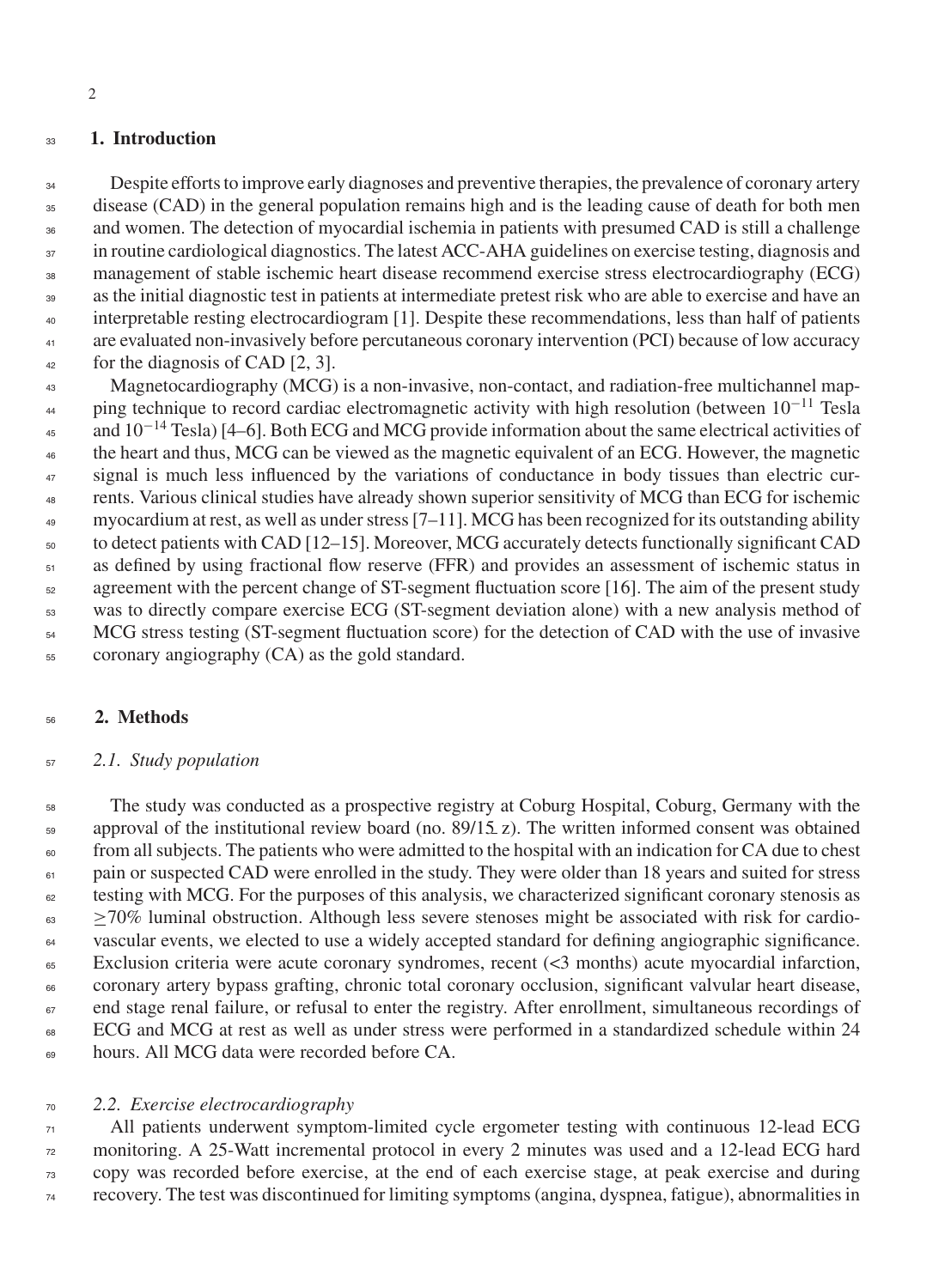## 1. Introduction

Despite efforts to improve early diagnoses and preventive therapies, the prevalence of coronary artery disease (CAD) in the general population remains high and is the leading cause of death for both men and women. The detection of myocardial ischemia in patients with presumed CAD is still a challenge in routine cardiological diagnostics. The latest ACC-AHA guidelines on exercise testing, diagnosis and management of stable ischemic heart disease recommend exercise stress electrocardiography (ECG) as the initial diagnostic test in patients at intermediate pretest risk who are able to exercise and have an interpretable resting electrocardiogram [1]. Despite these recommendations, less than half of patients are evaluated non-invasively before percutaneous coronary intervention (PCI) because of low accuracy for the diagnosis of CAD [2, 3].

Magnetocardiography (MCG) is a non-invasive, non-contact, and radiation-free multichannel mapping technique to record cardiac electromagnetic activity with high resolution (between $10^{-11}$ Tesla and $10^{-14}$ Tesla) [4–6]. Both ECG and MCG provide information about the same electrical activities of the heart and thus, MCG can be viewed as the magnetic equivalent of an ECG. However, the magnetic signal is much less influenced by the variations of conductance in body tissues than electric currents. Various clinical studies have already shown superior sensitivity of MCG than ECG for ischemic myocardium at rest, as well as under stress [7–11]. MCG has been recognized for its outstanding ability to detect patients with CAD [12–15]. Moreover, MCG accurately detects functionally significant CAD as defined by using fractional flow reserve (FFR) and provides an assessment of ischemic status in agreement with the percent change of ST-segment fluctuation score [16]. The aim of the present study was to directly compare exercise ECG (ST-segment deviation alone) with a new analysis method of MCG stress testing (ST-segment fluctuation score) for the detection of CAD with the use of invasive coronary angiography (CA) as the gold standard.

## 2. Methods

### 2.1. Study population

The study was conducted as a prospective registry at Coburg Hospital, Coburg, Germany with the approval of the institutional review board (no. 89/15 z). The written informed consent was obtained from all subjects. The patients who were admitted to the hospital with an indication for CA due to chest pain or suspected CAD were enrolled in the study. They were older than 18 years and suited for stress testing with MCG. For the purposes of this analysis, we characterized significant coronary stenosis as $\geq$70% luminal obstruction. Although less severe stenoses might be associated with risk for cardiovascular events, we elected to use a widely accepted standard for defining angiographic significance. Exclusion criteria were acute coronary syndromes, recent (<3 months) acute myocardial infarction, coronary artery bypass grafting, chronic total coronary occlusion, significant valvular heart disease, end stage renal failure, or refusal to enter the registry. After enrollment, simultaneous recordings of ECG and MCG at rest as well as under stress were performed in a standardized schedule within 24 hours. All MCG data were recorded before CA.

### 2.2. Exercise electrocardiography

All patients underwent symptom-limited cycle ergometer testing with continuous 12-lead ECG monitoring. A 25-Watt incremental protocol in every 2 minutes was used and a 12-lead ECG hard copy was recorded before exercise, at the end of each exercise stage, at peak exercise and during recovery. The test was discontinued for limiting symptoms (angina, dyspnea, fatigue), abnormalities in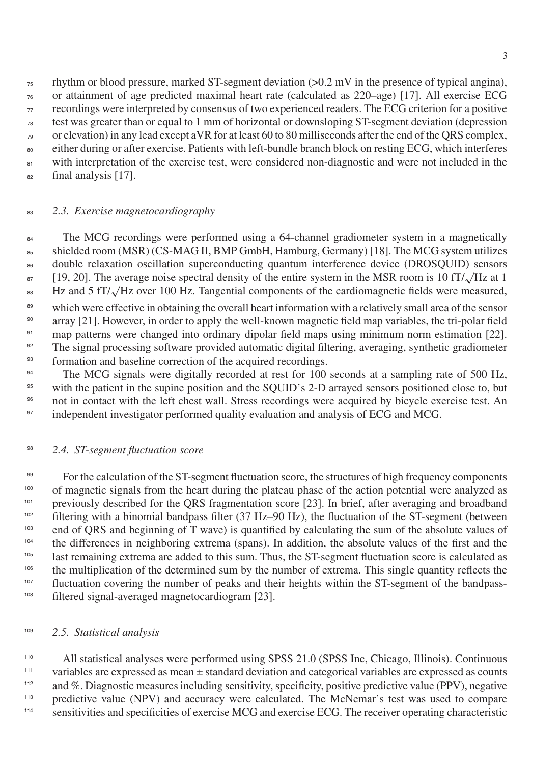rhythm or blood pressure, marked ST-segment deviation (>0.2 mV in the presence of typical angina), or attainment of age predicted maximal heart rate (calculated as 220–age) [17]. All exercise ECG recordings were interpreted by consensus of two experienced readers. The ECG criterion for a positive test was greater than or equal to 1 mm of horizontal or downsloping ST-segment deviation (depression or elevation) in any lead except aVR for at least 60 to 80 milliseconds after the end of the QRS complex, either during or after exercise. Patients with left-bundle branch block on resting ECG, which interferes with interpretation of the exercise test, were considered non-diagnostic and were not included in the final analysis [17].

### *2.3. Exercise magnetocardiography*

The MCG recordings were performed using a 64-channel gradiometer system in a magnetically shielded room (MSR) (CS-MAG II, BMP GmbH, Hamburg, Germany) [18]. The MCG system utilizes double relaxation oscillation superconducting quantum interference device (DROSQUID) sensors [19, 20]. The average noise spectral density of the entire system in the MSR room is 10 fT/$\sqrt{\text{Hz}}$ at 1 Hz and 5 fT/$\sqrt{\text{Hz}}$ over 100 Hz. Tangential components of the cardiomagnetic fields were measured, which were effective in obtaining the overall heart information with a relatively small area of the sensor array [21]. However, in order to apply the well-known magnetic field map variables, the tri-polar field map patterns were changed into ordinary dipolar field maps using minimum norm estimation [22]. The signal processing software provided automatic digital filtering, averaging, synthetic gradiometer formation and baseline correction of the acquired recordings.

The MCG signals were digitally recorded at rest for 100 seconds at a sampling rate of 500 Hz, with the patient in the supine position and the SQUID's 2-D arrayed sensors positioned close to, but not in contact with the left chest wall. Stress recordings were acquired by bicycle exercise test. An independent investigator performed quality evaluation and analysis of ECG and MCG.

### *2.4. ST-segment fluctuation score*

For the calculation of the ST-segment fluctuation score, the structures of high frequency components of magnetic signals from the heart during the plateau phase of the action potential were analyzed as previously described for the QRS fragmentation score [23]. In brief, after averaging and broadband filtering with a binomial bandpass filter (37 Hz–90 Hz), the fluctuation of the ST-segment (between end of QRS and beginning of T wave) is quantified by calculating the sum of the absolute values of the differences in neighboring extrema (spans). In addition, the absolute values of the first and the last remaining extrema are added to this sum. Thus, the ST-segment fluctuation score is calculated as the multiplication of the determined sum by the number of extrema. This single quantity reflects the fluctuation covering the number of peaks and their heights within the ST-segment of the bandpass-filtered signal-averaged magnetocardiogram [23].

### *2.5. Statistical analysis*

All statistical analyses were performed using SPSS 21.0 (SPSS Inc, Chicago, Illinois). Continuous variables are expressed as mean ± standard deviation and categorical variables are expressed as counts and %. Diagnostic measures including sensitivity, specificity, positive predictive value (PPV), negative predictive value (NPV) and accuracy were calculated. The McNemar's test was used to compare sensitivities and specificities of exercise MCG and exercise ECG. The receiver operating characteristic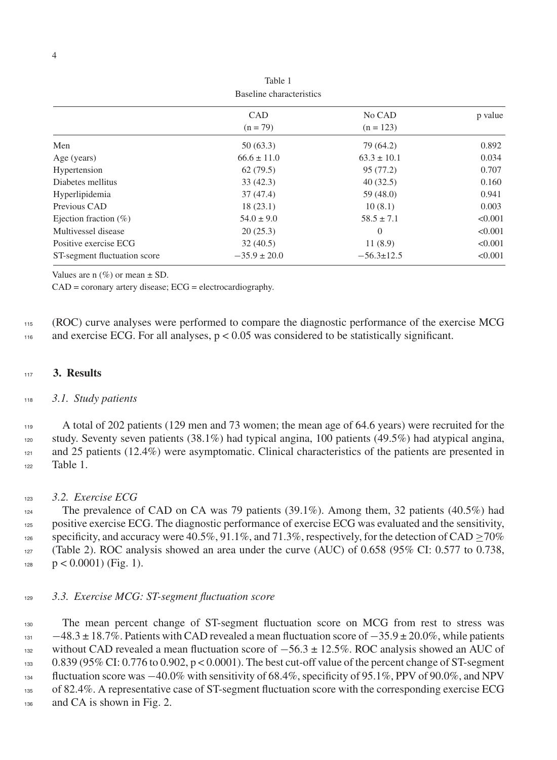Table 1
Baseline characteristics

| | CAD (n = 79) | No CAD (n = 123) | p value |
|---|---|---|---|
| Men | 50 (63.3) | 79 (64.2) | 0.892 |
| Age (years) | 66.6 ± 11.0 | 63.3 ± 10.1 | 0.034 |
| Hypertension | 62 (79.5) | 95 (77.2) | 0.707 |
| Diabetes mellitus | 33 (42.3) | 40 (32.5) | 0.160 |
| Hyperlipidemia | 37 (47.4) | 59 (48.0) | 0.941 |
| Previous CAD | 18 (23.1) | 10 (8.1) | 0.003 |
| Ejection fraction (%) | 54.0 ± 9.0 | 58.5 ± 7.1 | <0.001 |
| Multivessel disease | 20 (25.3) | 0 | <0.001 |
| Positive exercise ECG | 32 (40.5) | 11 (8.9) | <0.001 |
| ST-segment fluctuation score | −35.9 ± 20.0 | −56.3±12.5 | <0.001 |

Values are n (%) or mean ± SD.
CAD = coronary artery disease; ECG = electrocardiography.

(ROC) curve analyses were performed to compare the diagnostic performance of the exercise MCG and exercise ECG. For all analyses, $p < 0.05$ was considered to be statistically significant.

## 3. Results

### *3.1. Study patients*

A total of 202 patients (129 men and 73 women; the mean age of 64.6 years) were recruited for the study. Seventy seven patients (38.1%) had typical angina, 100 patients (49.5%) had atypical angina, and 25 patients (12.4%) were asymptomatic. Clinical characteristics of the patients are presented in Table 1.

### *3.2. Exercise ECG*

The prevalence of CAD on CA was 79 patients (39.1%). Among them, 32 patients (40.5%) had positive exercise ECG. The diagnostic performance of exercise ECG was evaluated and the sensitivity, specificity, and accuracy were 40.5%, 91.1%, and 71.3%, respectively, for the detection of CAD $\geq$70% (Table 2). ROC analysis showed an area under the curve (AUC) of 0.658 (95% CI: 0.577 to 0.738, $p < 0.0001$) (Fig. 1).

### *3.3. Exercise MCG: ST-segment fluctuation score*

The mean percent change of ST-segment fluctuation score on MCG from rest to stress was −48.3 ± 18.7%. Patients with CAD revealed a mean fluctuation score of −35.9 ± 20.0%, while patients without CAD revealed a mean fluctuation score of −56.3 ± 12.5%. ROC analysis showed an AUC of 0.839 (95% CI: 0.776 to 0.902, $p < 0.0001$). The best cut-off value of the percent change of ST-segment fluctuation score was −40.0% with sensitivity of 68.4%, specificity of 95.1%, PPV of 90.0%, and NPV of 82.4%. A representative case of ST-segment fluctuation score with the corresponding exercise ECG and CA is shown in Fig. 2.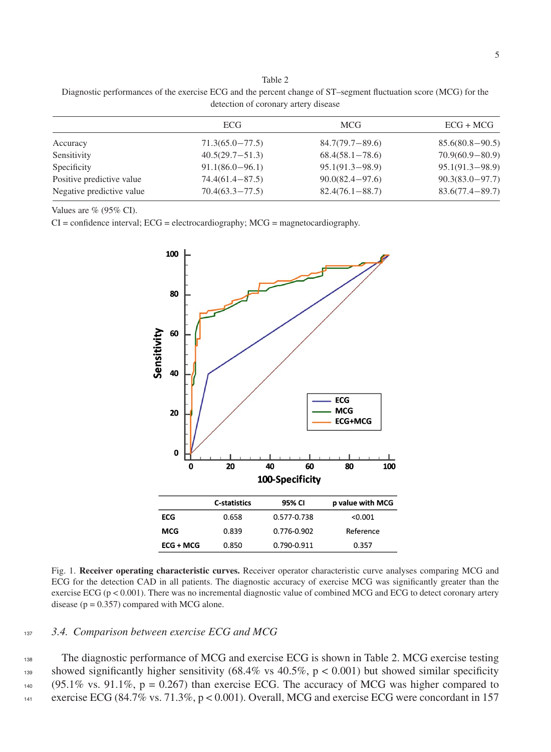Table 2

Diagnostic performances of the exercise ECG and the percent change of ST–segment fluctuation score (MCG) for the detection of coronary artery disease

| | ECG | MCG | ECG + MCG |
|---|---|---|---|
| Accuracy | 71.3(65.0−77.5) | 84.7(79.7−89.6) | 85.6(80.8−90.5) |
| Sensitivity | 40.5(29.7−51.3) | 68.4(58.1−78.6) | 70.9(60.9−80.9) |
| Specificity | 91.1(86.0−96.1) | 95.1(91.3−98.9) | 95.1(91.3−98.9) |
| Positive predictive value | 74.4(61.4−87.5) | 90.0(82.4−97.6) | 90.3(83.0−97.7) |
| Negative predictive value | 70.4(63.3−77.5) | 82.4(76.1−88.7) | 83.6(77.4−89.7) |

Values are % (95% CI).

CI = confidence interval; ECG = electrocardiography; MCG = magnetocardiography.

| | C-statistics | 95% CI | p value with MCG |
|---|---|---|---|
| ECG | 0.658 | 0.577-0.738 | <0.001 |
| MCG | 0.839 | 0.776-0.902 | Reference |
| ECG + MCG | 0.850 | 0.790-0.911 | 0.357 |

Fig. 1. **Receiver operating characteristic curves.** Receiver operator characteristic curve analyses comparing MCG and ECG for the detection CAD in all patients. The diagnostic accuracy of exercise MCG was significantly greater than the exercise ECG ($p < 0.001$). There was no incremental diagnostic value of combined MCG and ECG to detect coronary artery disease ($p = 0.357$) compared with MCG alone.

### *3.4. Comparison between exercise ECG and MCG*

The diagnostic performance of MCG and exercise ECG is shown in Table 2. MCG exercise testing showed significantly higher sensitivity (68.4% vs 40.5%, $p < 0.001$) but showed similar specificity (95.1% vs. 91.1%, $p = 0.267$) than exercise ECG. The accuracy of MCG was higher compared to exercise ECG (84.7% vs. 71.3%, $p < 0.001$). Overall, MCG and exercise ECG were concordant in 157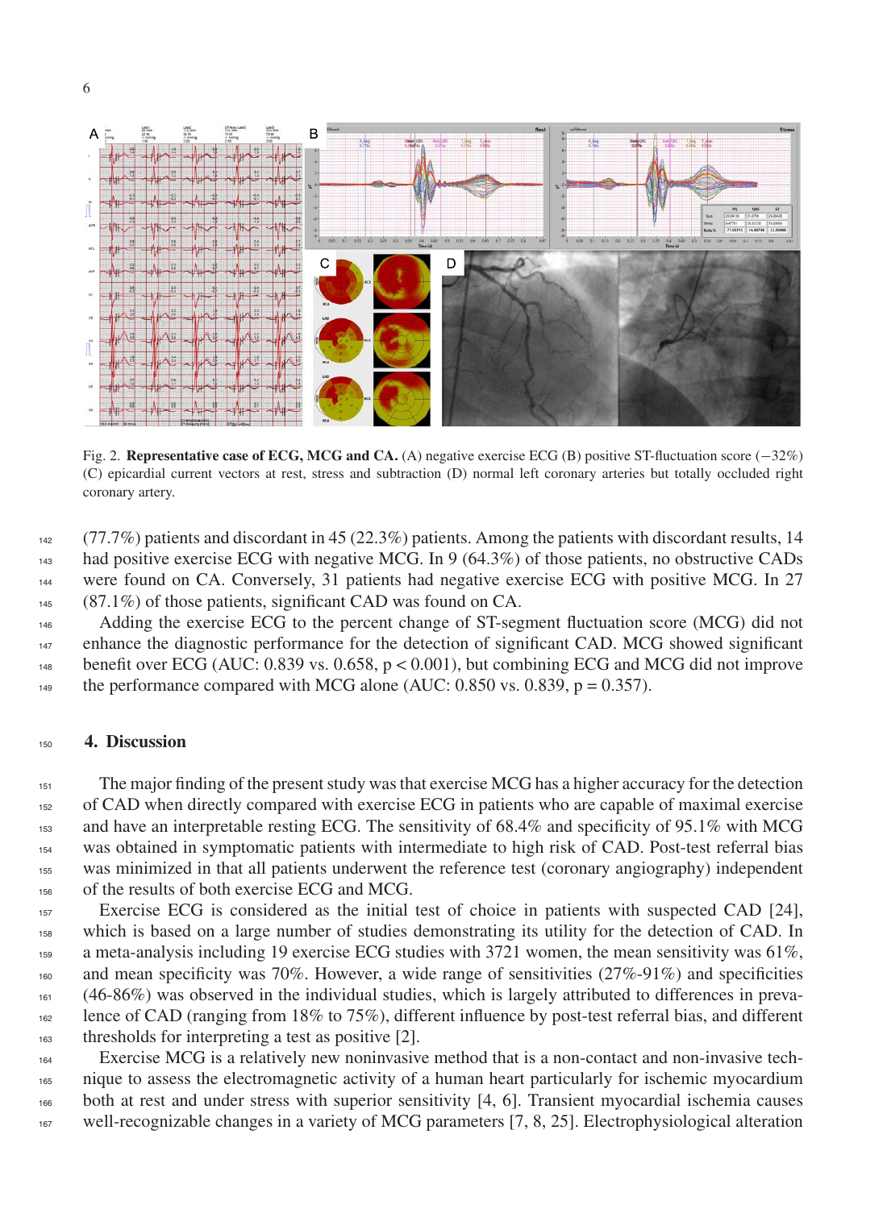Fig. 2. **Representative case of ECG, MCG and CA.** (A) negative exercise ECG (B) positive ST-fluctuation score (−32%) (C) epicardial current vectors at rest, stress and subtraction (D) normal left coronary arteries but totally occluded right coronary artery.

(77.7%) patients and discordant in 45 (22.3%) patients. Among the patients with discordant results, 14 had positive exercise ECG with negative MCG. In 9 (64.3%) of those patients, no obstructive CADs were found on CA. Conversely, 31 patients had negative exercise ECG with positive MCG. In 27 (87.1%) of those patients, significant CAD was found on CA.

Adding the exercise ECG to the percent change of ST-segment fluctuation score (MCG) did not enhance the diagnostic performance for the detection of significant CAD. MCG showed significant benefit over ECG (AUC: 0.839 vs. 0.658, $p < 0.001$), but combining ECG and MCG did not improve the performance compared with MCG alone (AUC: 0.850 vs. 0.839, $p = 0.357$).

## 4. Discussion

The major finding of the present study was that exercise MCG has a higher accuracy for the detection of CAD when directly compared with exercise ECG in patients who are capable of maximal exercise and have an interpretable resting ECG. The sensitivity of 68.4% and specificity of 95.1% with MCG was obtained in symptomatic patients with intermediate to high risk of CAD. Post-test referral bias was minimized in that all patients underwent the reference test (coronary angiography) independent of the results of both exercise ECG and MCG.

Exercise ECG is considered as the initial test of choice in patients with suspected CAD [24], which is based on a large number of studies demonstrating its utility for the detection of CAD. In a meta-analysis including 19 exercise ECG studies with 3721 women, the mean sensitivity was 61%, and mean specificity was 70%. However, a wide range of sensitivities (27%-91%) and specificities (46-86%) was observed in the individual studies, which is largely attributed to differences in prevalence of CAD (ranging from 18% to 75%), different influence by post-test referral bias, and different thresholds for interpreting a test as positive [2].

Exercise MCG is a relatively new noninvasive method that is a non-contact and non-invasive technique to assess the electromagnetic activity of a human heart particularly for ischemic myocardium both at rest and under stress with superior sensitivity [4, 6]. Transient myocardial ischemia causes well-recognizable changes in a variety of MCG parameters [7, 8, 25]. Electrophysiological alteration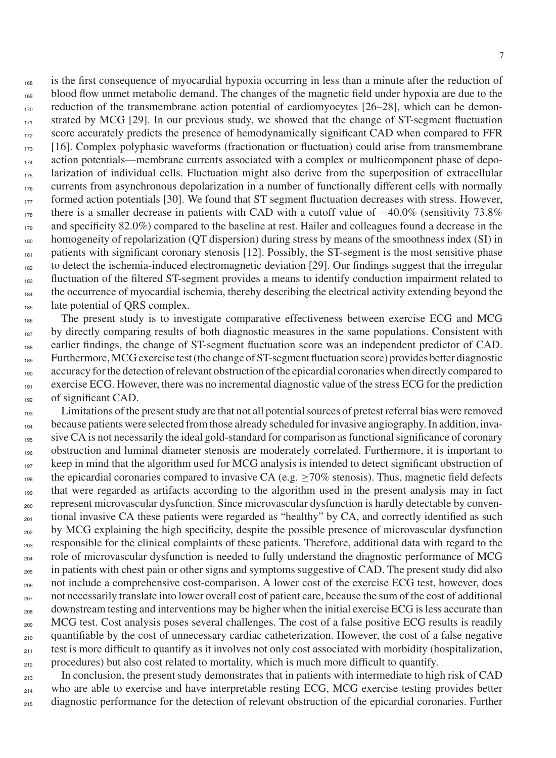is the first consequence of myocardial hypoxia occurring in less than a minute after the reduction of blood flow unmet metabolic demand. The changes of the magnetic field under hypoxia are due to the reduction of the transmembrane action potential of cardiomyocytes [26–28], which can be demonstrated by MCG [29]. In our previous study, we showed that the change of ST-segment fluctuation score accurately predicts the presence of hemodynamically significant CAD when compared to FFR [16]. Complex polyphasic waveforms (fractionation or fluctuation) could arise from transmembrane action potentials—membrane currents associated with a complex or multicomponent phase of depolarization of individual cells. Fluctuation might also derive from the superposition of extracellular currents from asynchronous depolarization in a number of functionally different cells with normally formed action potentials [30]. We found that ST segment fluctuation decreases with stress. However, there is a smaller decrease in patients with CAD with a cutoff value of −40.0% (sensitivity 73.8% and specificity 82.0%) compared to the baseline at rest. Hailer and colleagues found a decrease in the homogeneity of repolarization (QT dispersion) during stress by means of the smoothness index (SI) in patients with significant coronary stenosis [12]. Possibly, the ST-segment is the most sensitive phase to detect the ischemia-induced electromagnetic deviation [29]. Our findings suggest that the irregular fluctuation of the filtered ST-segment provides a means to identify conduction impairment related to the occurrence of myocardial ischemia, thereby describing the electrical activity extending beyond the late potential of QRS complex.

The present study is to investigate comparative effectiveness between exercise ECG and MCG by directly comparing results of both diagnostic measures in the same populations. Consistent with earlier findings, the change of ST-segment fluctuation score was an independent predictor of CAD. Furthermore, MCG exercise test (the change of ST-segment fluctuation score) provides better diagnostic accuracy for the detection of relevant obstruction of the epicardial coronaries when directly compared to exercise ECG. However, there was no incremental diagnostic value of the stress ECG for the prediction of significant CAD.

Limitations of the present study are that not all potential sources of pretest referral bias were removed because patients were selected from those already scheduled for invasive angiography. In addition, invasive CA is not necessarily the ideal gold-standard for comparison as functional significance of coronary obstruction and luminal diameter stenosis are moderately correlated. Furthermore, it is important to keep in mind that the algorithm used for MCG analysis is intended to detect significant obstruction of the epicardial coronaries compared to invasive CA (e.g. $\geq$70% stenosis). Thus, magnetic field defects that were regarded as artifacts according to the algorithm used in the present analysis may in fact represent microvascular dysfunction. Since microvascular dysfunction is hardly detectable by conventional invasive CA these patients were regarded as "healthy" by CA, and correctly identified as such by MCG explaining the high specificity, despite the possible presence of microvascular dysfunction responsible for the clinical complaints of these patients. Therefore, additional data with regard to the role of microvascular dysfunction is needed to fully understand the diagnostic performance of MCG in patients with chest pain or other signs and symptoms suggestive of CAD. The present study did also not include a comprehensive cost-comparison. A lower cost of the exercise ECG test, however, does not necessarily translate into lower overall cost of patient care, because the sum of the cost of additional downstream testing and interventions may be higher when the initial exercise ECG is less accurate than MCG test. Cost analysis poses several challenges. The cost of a false positive ECG results is readily quantifiable by the cost of unnecessary cardiac catheterization. However, the cost of a false negative test is more difficult to quantify as it involves not only cost associated with morbidity (hospitalization, procedures) but also cost related to mortality, which is much more difficult to quantify.

In conclusion, the present study demonstrates that in patients with intermediate to high risk of CAD who are able to exercise and have interpretable resting ECG, MCG exercise testing provides better diagnostic performance for the detection of relevant obstruction of the epicardial coronaries. Further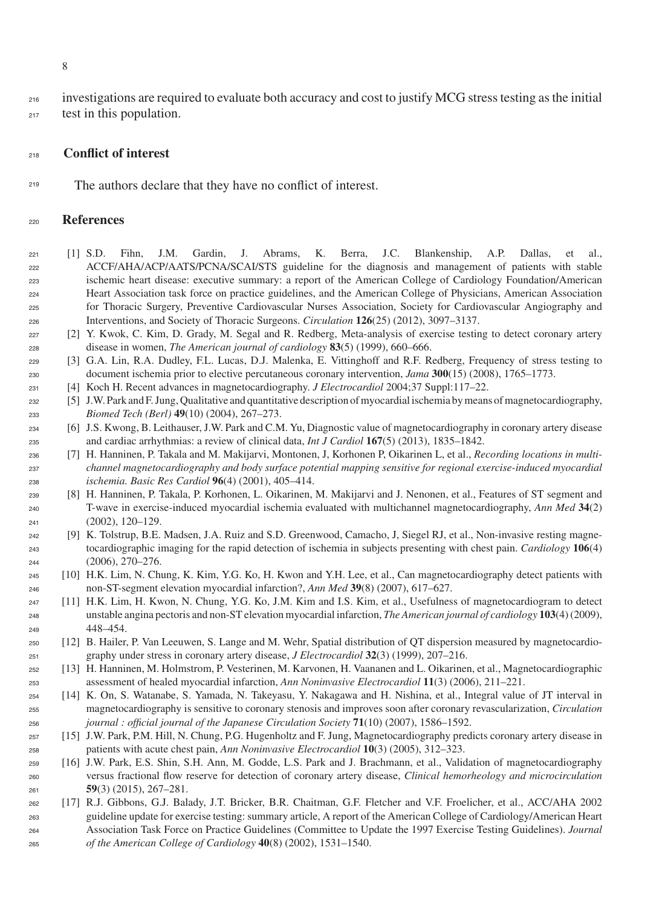investigations are required to evaluate both accuracy and cost to justify MCG stress testing as the initial test in this population.

## Conflict of interest

The authors declare that they have no conflict of interest.

## References

[1] S.D. Fihn, J.M. Gardin, J. Abrams, K. Berra, J.C. Blankenship, A.P. Dallas, et al., ACCF/AHA/ACP/AATS/PCNA/SCAI/STS guideline for the diagnosis and management of patients with stable ischemic heart disease: executive summary: a report of the American College of Cardiology Foundation/American Heart Association task force on practice guidelines, and the American College of Physicians, American Association for Thoracic Surgery, Preventive Cardiovascular Nurses Association, Society for Cardiovascular Angiography and Interventions, and Society of Thoracic Surgeons. *Circulation* **126**(25) (2012), 3097–3137.

[2] Y. Kwok, C. Kim, D. Grady, M. Segal and R. Redberg, Meta-analysis of exercise testing to detect coronary artery disease in women, *The American journal of cardiology* **83**(5) (1999), 660–666.

[3] G.A. Lin, R.A. Dudley, F.L. Lucas, D.J. Malenka, E. Vittinghoff and R.F. Redberg, Frequency of stress testing to document ischemia prior to elective percutaneous coronary intervention, *Jama* **300**(15) (2008), 1765–1773.

[4] Koch H. Recent advances in magnetocardiography. *J Electrocardiol* 2004;37 Suppl:117–22.

[5] J.W. Park and F. Jung, Qualitative and quantitative description of myocardial ischemia by means of magnetocardiography, *Biomed Tech (Berl)* **49**(10) (2004), 267–273.

[6] J.S. Kwong, B. Leithauser, J.W. Park and C.M. Yu, Diagnostic value of magnetocardiography in coronary artery disease and cardiac arrhythmias: a review of clinical data, *Int J Cardiol* **167**(5) (2013), 1835–1842.

[7] H. Hanninen, P. Takala and M. Makijarvi, Montonen, J, Korhonen P, Oikarinen L, et al., *Recording locations in multichannel magnetocardiography and body surface potential mapping sensitive for regional exercise-induced myocardial ischemia. Basic Res Cardiol* **96**(4) (2001), 405–414.

[8] H. Hanninen, P. Takala, P. Korhonen, L. Oikarinen, M. Makijarvi and J. Nenonen, et al., Features of ST segment and T-wave in exercise-induced myocardial ischemia evaluated with multichannel magnetocardiography, *Ann Med* **34**(2) (2002), 120–129.

[9] K. Tolstrup, B.E. Madsen, J.A. Ruiz and S.D. Greenwood, Camacho, J, Siegel RJ, et al., Non-invasive resting magnetocardiographic imaging for the rapid detection of ischemia in subjects presenting with chest pain. *Cardiology* **106**(4) (2006), 270–276.

[10] H.K. Lim, N. Chung, K. Kim, Y.G. Ko, H. Kwon and Y.H. Lee, et al., Can magnetocardiography detect patients with non-ST-segment elevation myocardial infarction?, *Ann Med* **39**(8) (2007), 617–627.

[11] H.K. Lim, H. Kwon, N. Chung, Y.G. Ko, J.M. Kim and I.S. Kim, et al., Usefulness of magnetocardiogram to detect unstable angina pectoris and non-ST elevation myocardial infarction, *The American journal of cardiology* **103**(4) (2009), 448–454.

[12] B. Hailer, P. Van Leeuwen, S. Lange and M. Wehr, Spatial distribution of QT dispersion measured by magnetocardiography under stress in coronary artery disease, *J Electrocardiol* **32**(3) (1999), 207–216.

[13] H. Hanninen, M. Holmstrom, P. Vesterinen, M. Karvonen, H. Vaananen and L. Oikarinen, et al., Magnetocardiographic assessment of healed myocardial infarction, *Ann Noninvasive Electrocardiol* **11**(3) (2006), 211–221.

[14] K. On, S. Watanabe, S. Yamada, N. Takeyasu, Y. Nakagawa and H. Nishina, et al., Integral value of JT interval in magnetocardiography is sensitive to coronary stenosis and improves soon after coronary revascularization, *Circulation journal : official journal of the Japanese Circulation Society* **71**(10) (2007), 1586–1592.

[15] J.W. Park, P.M. Hill, N. Chung, P.G. Hugenholtz and F. Jung, Magnetocardiography predicts coronary artery disease in patients with acute chest pain, *Ann Noninvasive Electrocardiol* **10**(3) (2005), 312–323.

[16] J.W. Park, E.S. Shin, S.H. Ann, M. Godde, L.S. Park and J. Brachmann, et al., Validation of magnetocardiography versus fractional flow reserve for detection of coronary artery disease, *Clinical hemorheology and microcirculation* **59**(3) (2015), 267–281.

[17] R.J. Gibbons, G.J. Balady, J.T. Bricker, B.R. Chaitman, G.F. Fletcher and V.F. Froelicher, et al., ACC/AHA 2002 guideline update for exercise testing: summary article, A report of the American College of Cardiology/American Heart Association Task Force on Practice Guidelines (Committee to Update the 1997 Exercise Testing Guidelines). *Journal of the American College of Cardiology* **40**(8) (2002), 1531–1540.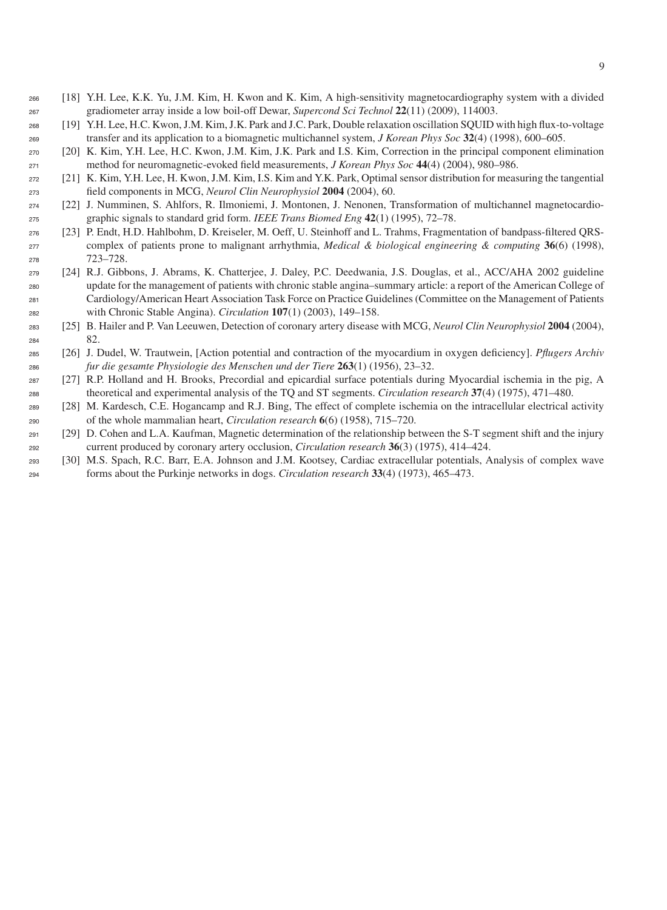[18] Y.H. Lee, K.K. Yu, J.M. Kim, H. Kwon and K. Kim, A high-sensitivity magnetocardiography system with a divided gradiometer array inside a low boil-off Dewar, *Supercond Sci Technol* **22**(11) (2009), 114003.

[19] Y.H. Lee, H.C. Kwon, J.M. Kim, J.K. Park and J.C. Park, Double relaxation oscillation SQUID with high flux-to-voltage transfer and its application to a biomagnetic multichannel system, *J Korean Phys Soc* **32**(4) (1998), 600–605.

[20] K. Kim, Y.H. Lee, H.C. Kwon, J.M. Kim, J.K. Park and I.S. Kim, Correction in the principal component elimination method for neuromagnetic-evoked field measurements, *J Korean Phys Soc* **44**(4) (2004), 980–986.

[21] K. Kim, Y.H. Lee, H. Kwon, J.M. Kim, I.S. Kim and Y.K. Park, Optimal sensor distribution for measuring the tangential field components in MCG, *Neurol Clin Neurophysiol* **2004** (2004), 60.

[22] J. Numminen, S. Ahlfors, R. Ilmoniemi, J. Montonen, J. Nenonen, Transformation of multichannel magnetocardiographic signals to standard grid form. *IEEE Trans Biomed Eng* **42**(1) (1995), 72–78.

[23] P. Endt, H.D. Hahlbohm, D. Kreiseler, M. Oeff, U. Steinhoff and L. Trahms, Fragmentation of bandpass-filtered QRS-complex of patients prone to malignant arrhythmia, *Medical & biological engineering & computing* **36**(6) (1998), 723–728.

[24] R.J. Gibbons, J. Abrams, K. Chatterjee, J. Daley, P.C. Deedwania, J.S. Douglas, et al., ACC/AHA 2002 guideline update for the management of patients with chronic stable angina–summary article: a report of the American College of Cardiology/American Heart Association Task Force on Practice Guidelines (Committee on the Management of Patients with Chronic Stable Angina). *Circulation* **107**(1) (2003), 149–158.

[25] B. Hailer and P. Van Leeuwen, Detection of coronary artery disease with MCG, *Neurol Clin Neurophysiol* **2004** (2004), 82.

[26] J. Dudel, W. Trautwein, [Action potential and contraction of the myocardium in oxygen deficiency]. *Pflugers Archiv fur die gesamte Physiologie des Menschen und der Tiere* **263**(1) (1956), 23–32.

[27] R.P. Holland and H. Brooks, Precordial and epicardial surface potentials during Myocardial ischemia in the pig, A theoretical and experimental analysis of the TQ and ST segments. *Circulation research* **37**(4) (1975), 471–480.

[28] M. Kardesch, C.E. Hogancamp and R.J. Bing, The effect of complete ischemia on the intracellular electrical activity of the whole mammalian heart, *Circulation research* **6**(6) (1958), 715–720.

[29] D. Cohen and L.A. Kaufman, Magnetic determination of the relationship between the S-T segment shift and the injury current produced by coronary artery occlusion, *Circulation research* **36**(3) (1975), 414–424.

[30] M.S. Spach, R.C. Barr, E.A. Johnson and J.M. Kootsey, Cardiac extracellular potentials, Analysis of complex wave forms about the Purkinje networks in dogs. *Circulation research* **33**(4) (1973), 465–473.